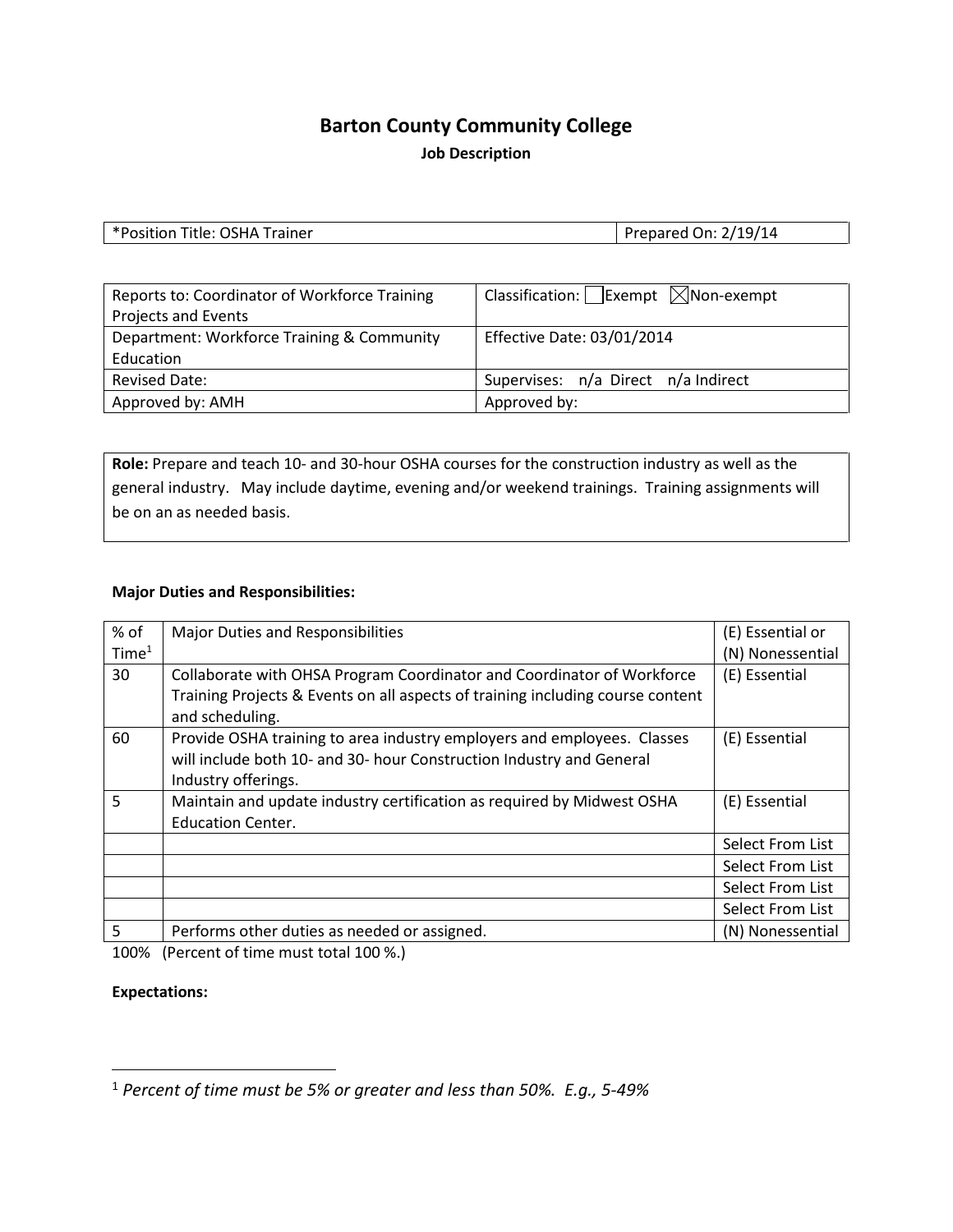# Barton County Community College

**Job Description**

| *Position Title: OSHA Trainer | Prepared On: 2/19/14 |
|---|---|

| Reports to: Coordinator of Workforce Training Projects and Events | Classification: ☐ Exempt ☒ Non-exempt |
|---|---|
| Department: Workforce Training & Community Education | Effective Date: 03/01/2014 |
| Revised Date: | Supervises: n/a Direct n/a Indirect |
| Approved by: AMH | Approved by: |

**Role:** Prepare and teach 10- and 30-hour OSHA courses for the construction industry as well as the general industry. May include daytime, evening and/or weekend trainings. Training assignments will be on an as needed basis.

**Major Duties and Responsibilities:**

| % of Time[1] | Major Duties and Responsibilities | (E) Essential or (N) Nonessential |
|---|---|---|
| 30 | Collaborate with OHSA Program Coordinator and Coordinator of Workforce Training Projects & Events on all aspects of training including course content and scheduling. | (E) Essential |
| 60 | Provide OSHA training to area industry employers and employees. Classes will include both 10- and 30- hour Construction Industry and General Industry offerings. | (E) Essential |
| 5 | Maintain and update industry certification as required by Midwest OSHA Education Center. | (E) Essential |
| | | Select From List |
| | | Select From List |
| | | Select From List |
| | | Select From List |
| 5 | Performs other duties as needed or assigned. | (N) Nonessential |

100% (Percent of time must total 100 %.)

**Expectations:**

[1] *Percent of time must be 5% or greater and less than 50%. E.g., 5-49%*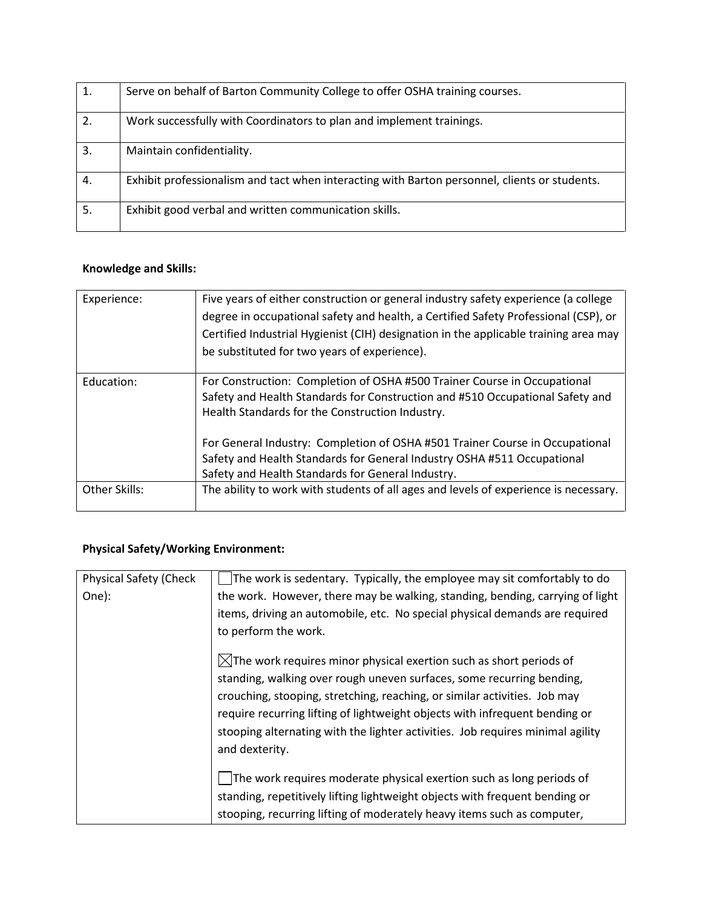| | |
|---|---|
| 1. | Serve on behalf of Barton Community College to offer OSHA training courses. |
| 2. | Work successfully with Coordinators to plan and implement trainings. |
| 3. | Maintain confidentiality. |
| 4. | Exhibit professionalism and tact when interacting with Barton personnel, clients or students. |
| 5. | Exhibit good verbal and written communication skills. |

**Knowledge and Skills:**

| | |
|---|---|
| Experience: | Five years of either construction or general industry safety experience (a college degree in occupational safety and health, a Certified Safety Professional (CSP), or Certified Industrial Hygienist (CIH) designation in the applicable training area may be substituted for two years of experience). |
| Education: | For Construction: Completion of OSHA #500 Trainer Course in Occupational Safety and Health Standards for Construction and #510 Occupational Safety and Health Standards for the Construction Industry.<br><br>For General Industry: Completion of OSHA #501 Trainer Course in Occupational Safety and Health Standards for General Industry OSHA #511 Occupational Safety and Health Standards for General Industry. |
| Other Skills: | The ability to work with students of all ages and levels of experience is necessary. |

**Physical Safety/Working Environment:**

| | |
|---|---|
| Physical Safety (Check One): | ☐ The work is sedentary. Typically, the employee may sit comfortably to do the work. However, there may be walking, standing, bending, carrying of light items, driving an automobile, etc. No special physical demands are required to perform the work.<br><br>☒ The work requires minor physical exertion such as short periods of standing, walking over rough uneven surfaces, some recurring bending, crouching, stooping, stretching, reaching, or similar activities. Job may require recurring lifting of lightweight objects with infrequent bending or stooping alternating with the lighter activities. Job requires minimal agility and dexterity.<br><br>☐ The work requires moderate physical exertion such as long periods of standing, repetitively lifting lightweight objects with frequent bending or stooping, recurring lifting of moderately heavy items such as computer, |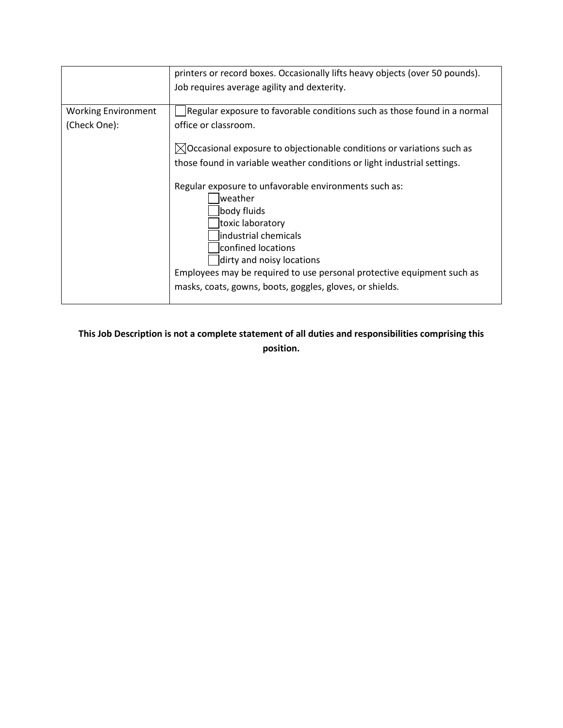| | |
|---|---|
| | printers or record boxes. Occasionally lifts heavy objects (over 50 pounds). Job requires average agility and dexterity. |
| Working Environment (Check One): | ☐ Regular exposure to favorable conditions such as those found in a normal office or classroom.<br><br>☒ Occasional exposure to objectionable conditions or variations such as those found in variable weather conditions or light industrial settings.<br><br>Regular exposure to unfavorable environments such as:<br>☐ weather<br>☐ body fluids<br>☐ toxic laboratory<br>☐ industrial chemicals<br>☐ confined locations<br>☐ dirty and noisy locations<br>Employees may be required to use personal protective equipment such as masks, coats, gowns, boots, goggles, gloves, or shields. |

**This Job Description is not a complete statement of all duties and responsibilities comprising this position.**